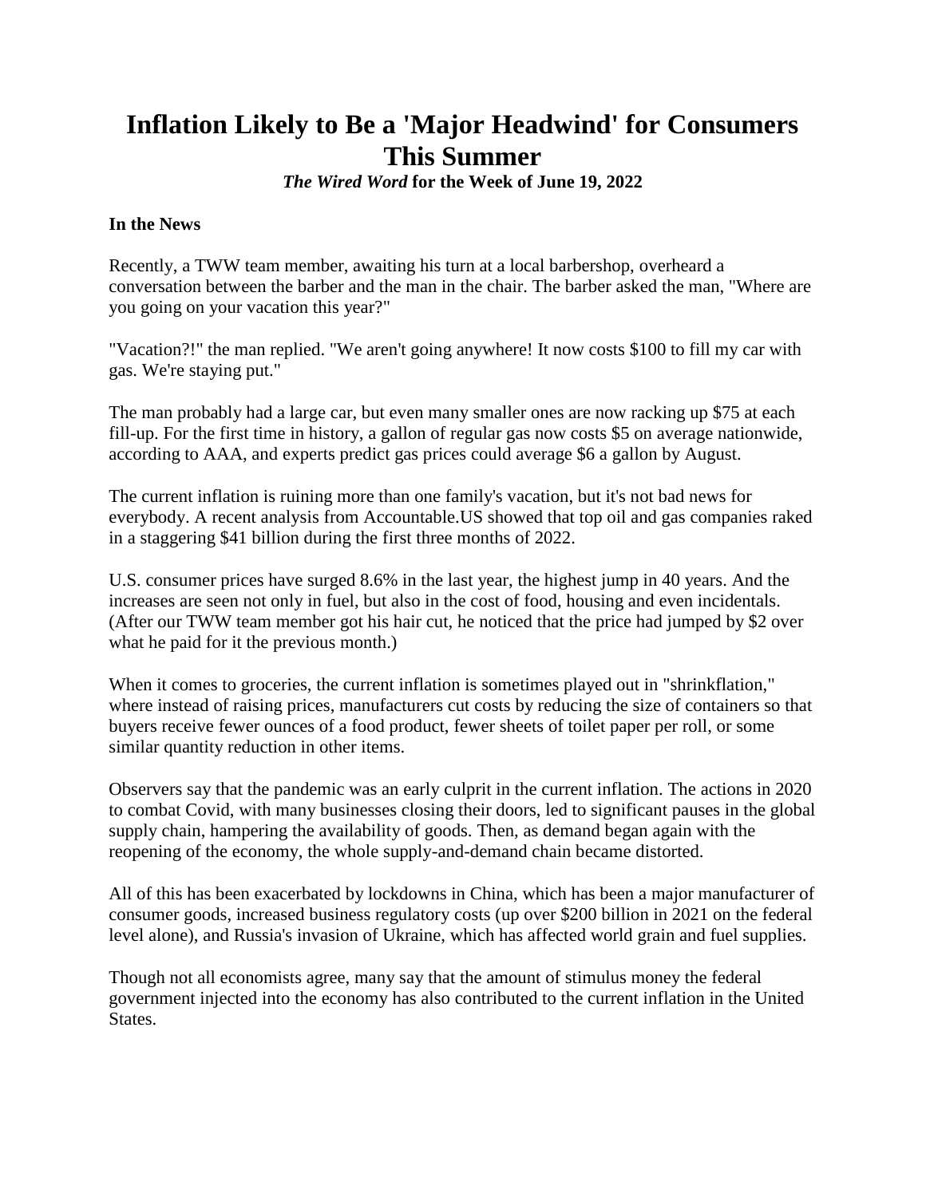# Inflation Likely to Be a 'Major Headwind' for Consumers This Summer

***The Wired Word* for the Week of June 19, 2022**

**In the News**

Recently, a TWW team member, awaiting his turn at a local barbershop, overheard a conversation between the barber and the man in the chair. The barber asked the man, "Where are you going on your vacation this year?"

"Vacation?!" the man replied. "We aren't going anywhere! It now costs $100 to fill my car with gas. We're staying put."

The man probably had a large car, but even many smaller ones are now racking up $75 at each fill-up. For the first time in history, a gallon of regular gas now costs $5 on average nationwide, according to AAA, and experts predict gas prices could average $6 a gallon by August.

The current inflation is ruining more than one family's vacation, but it's not bad news for everybody. A recent analysis from Accountable.US showed that top oil and gas companies raked in a staggering $41 billion during the first three months of 2022.

U.S. consumer prices have surged 8.6% in the last year, the highest jump in 40 years. And the increases are seen not only in fuel, but also in the cost of food, housing and even incidentals. (After our TWW team member got his hair cut, he noticed that the price had jumped by $2 over what he paid for it the previous month.)

When it comes to groceries, the current inflation is sometimes played out in "shrinkflation," where instead of raising prices, manufacturers cut costs by reducing the size of containers so that buyers receive fewer ounces of a food product, fewer sheets of toilet paper per roll, or some similar quantity reduction in other items.

Observers say that the pandemic was an early culprit in the current inflation. The actions in 2020 to combat Covid, with many businesses closing their doors, led to significant pauses in the global supply chain, hampering the availability of goods. Then, as demand began again with the reopening of the economy, the whole supply-and-demand chain became distorted.

All of this has been exacerbated by lockdowns in China, which has been a major manufacturer of consumer goods, increased business regulatory costs (up over $200 billion in 2021 on the federal level alone), and Russia's invasion of Ukraine, which has affected world grain and fuel supplies.

Though not all economists agree, many say that the amount of stimulus money the federal government injected into the economy has also contributed to the current inflation in the United States.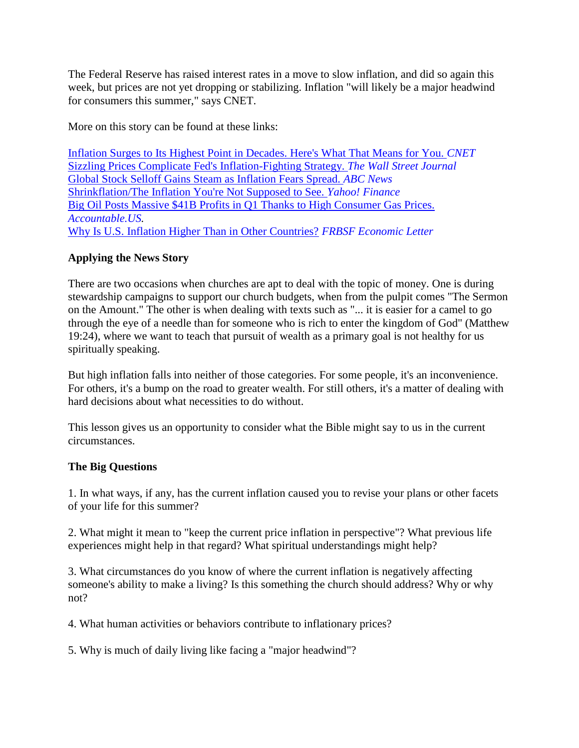The Federal Reserve has raised interest rates in a move to slow inflation, and did so again this week, but prices are not yet dropping or stabilizing. Inflation "will likely be a major headwind for consumers this summer," says CNET.

More on this story can be found at these links:

[Inflation Surges to Its Highest Point in Decades. Here's What That Means for You.](#) *CNET*
[Sizzling Prices Complicate Fed's Inflation-Fighting Strategy.](#) *The Wall Street Journal*
[Global Stock Selloff Gains Steam as Inflation Fears Spread.](#) *ABC News*
[Shrinkflation/The Inflation You're Not Supposed to See.](#) *Yahoo! Finance*
[Big Oil Posts Massive $41B Profits in Q1 Thanks to High Consumer Gas Prices.](#) *Accountable.US.*
[Why Is U.S. Inflation Higher Than in Other Countries?](#) *FRBSF Economic Letter*

**Applying the News Story**

There are two occasions when churches are apt to deal with the topic of money. One is during stewardship campaigns to support our church budgets, when from the pulpit comes "The Sermon on the Amount." The other is when dealing with texts such as "... it is easier for a camel to go through the eye of a needle than for someone who is rich to enter the kingdom of God" (Matthew 19:24), where we want to teach that pursuit of wealth as a primary goal is not healthy for us spiritually speaking.

But high inflation falls into neither of those categories. For some people, it's an inconvenience. For others, it's a bump on the road to greater wealth. For still others, it's a matter of dealing with hard decisions about what necessities to do without.

This lesson gives us an opportunity to consider what the Bible might say to us in the current circumstances.

**The Big Questions**

1. In what ways, if any, has the current inflation caused you to revise your plans or other facets of your life for this summer?

2. What might it mean to "keep the current price inflation in perspective"? What previous life experiences might help in that regard? What spiritual understandings might help?

3. What circumstances do you know of where the current inflation is negatively affecting someone's ability to make a living? Is this something the church should address? Why or why not?

4. What human activities or behaviors contribute to inflationary prices?

5. Why is much of daily living like facing a "major headwind"?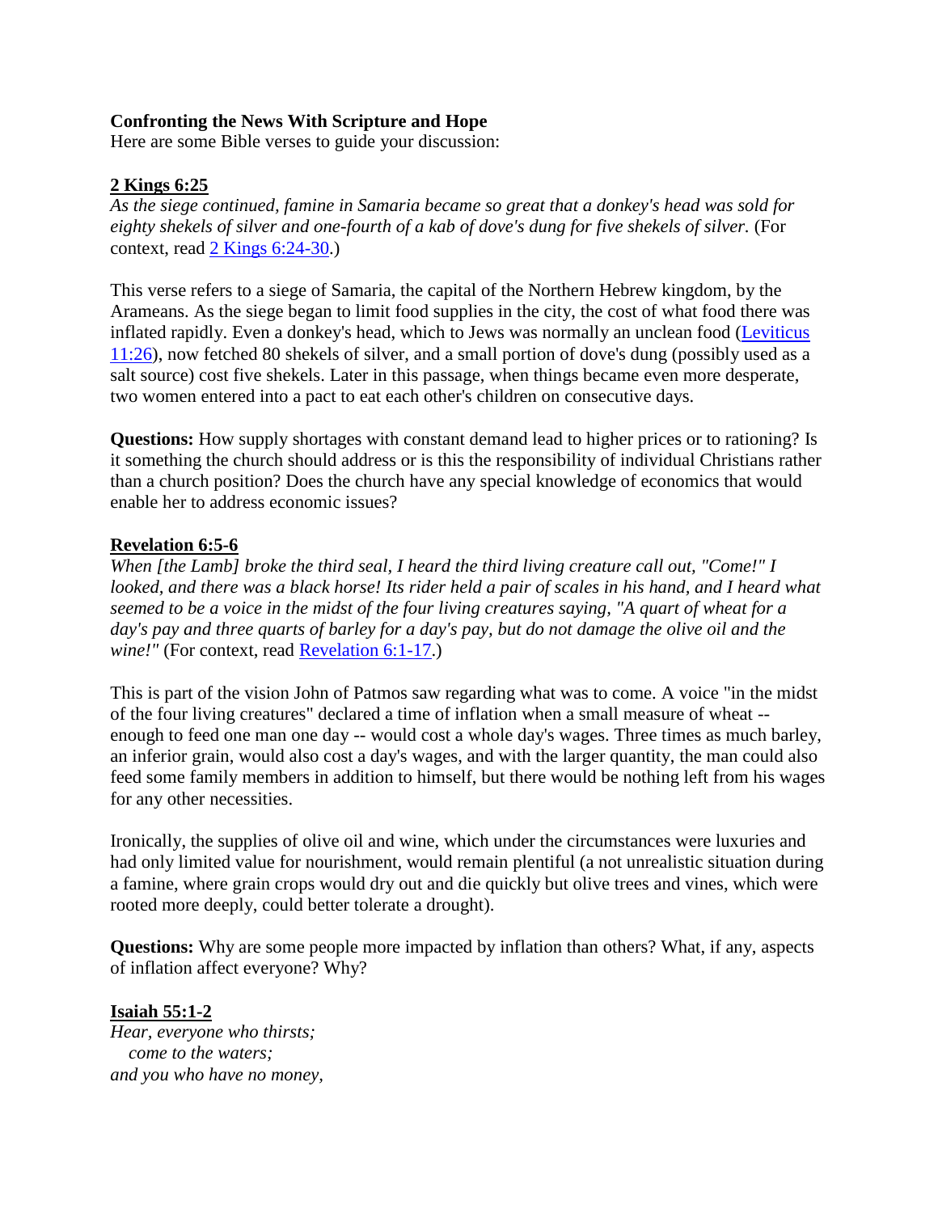**Confronting the News With Scripture and Hope**
Here are some Bible verses to guide your discussion:

**2 Kings 6:25**
*As the siege continued, famine in Samaria became so great that a donkey's head was sold for eighty shekels of silver and one-fourth of a kab of dove's dung for five shekels of silver.* (For context, read 2 Kings 6:24-30.)

This verse refers to a siege of Samaria, the capital of the Northern Hebrew kingdom, by the Arameans. As the siege began to limit food supplies in the city, the cost of what food there was inflated rapidly. Even a donkey's head, which to Jews was normally an unclean food (Leviticus 11:26), now fetched 80 shekels of silver, and a small portion of dove's dung (possibly used as a salt source) cost five shekels. Later in this passage, when things became even more desperate, two women entered into a pact to eat each other's children on consecutive days.

**Questions:** How supply shortages with constant demand lead to higher prices or to rationing? Is it something the church should address or is this the responsibility of individual Christians rather than a church position? Does the church have any special knowledge of economics that would enable her to address economic issues?

**Revelation 6:5-6**
*When [the Lamb] broke the third seal, I heard the third living creature call out, "Come!" I looked, and there was a black horse! Its rider held a pair of scales in his hand, and I heard what seemed to be a voice in the midst of the four living creatures saying, "A quart of wheat for a day's pay and three quarts of barley for a day's pay, but do not damage the olive oil and the wine!"* (For context, read Revelation 6:1-17.)

This is part of the vision John of Patmos saw regarding what was to come. A voice "in the midst of the four living creatures" declared a time of inflation when a small measure of wheat -- enough to feed one man one day -- would cost a whole day's wages. Three times as much barley, an inferior grain, would also cost a day's wages, and with the larger quantity, the man could also feed some family members in addition to himself, but there would be nothing left from his wages for any other necessities.

Ironically, the supplies of olive oil and wine, which under the circumstances were luxuries and had only limited value for nourishment, would remain plentiful (a not unrealistic situation during a famine, where grain crops would dry out and die quickly but olive trees and vines, which were rooted more deeply, could better tolerate a drought).

**Questions:** Why are some people more impacted by inflation than others? What, if any, aspects of inflation affect everyone? Why?

**Isaiah 55:1-2**
*Hear, everyone who thirsts;*
*come to the waters;*
*and you who have no money,*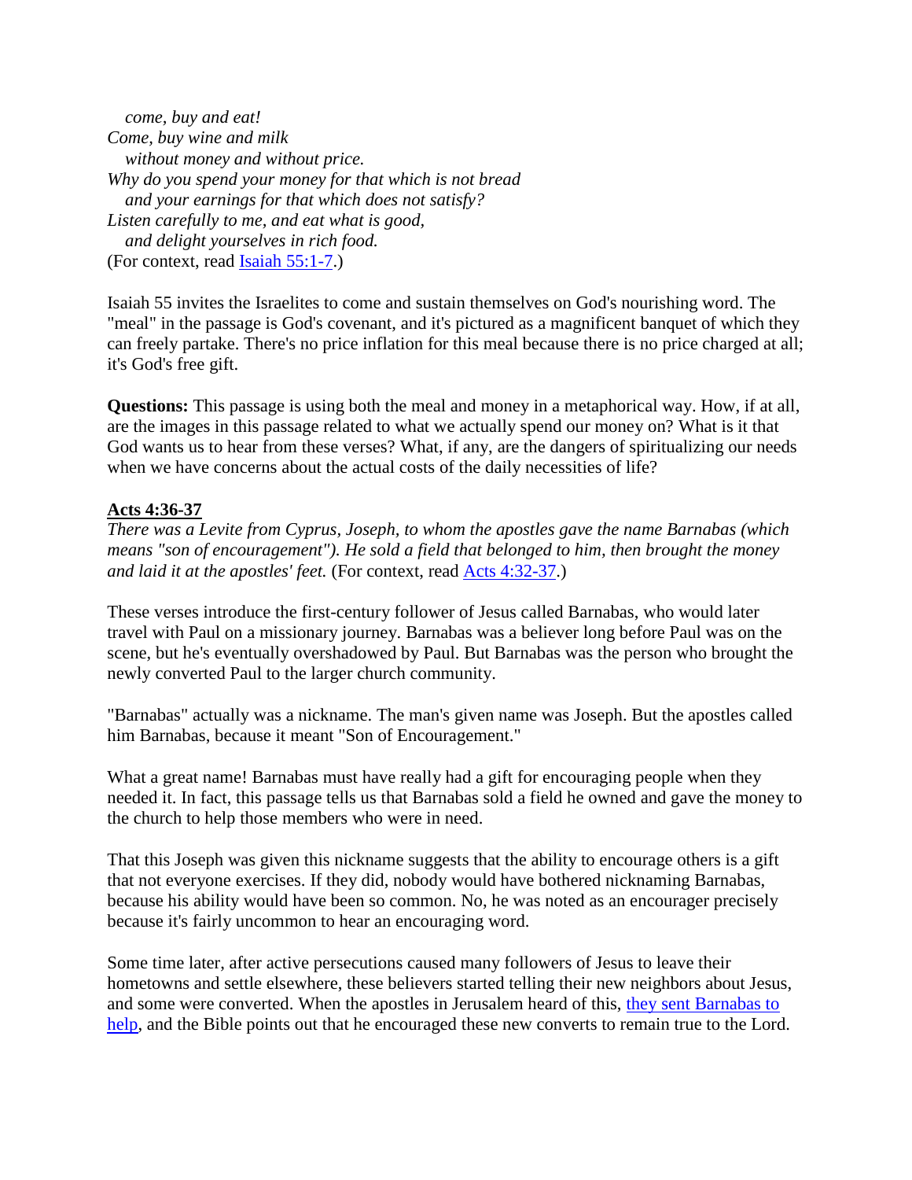*come, buy and eat!*  
*Come, buy wine and milk*  
*without money and without price.*  
*Why do you spend your money for that which is not bread*  
*and your earnings for that which does not satisfy?*  
*Listen carefully to me, and eat what is good,*  
*and delight yourselves in rich food.*  
(For context, read Isaiah 55:1-7.)

Isaiah 55 invites the Israelites to come and sustain themselves on God's nourishing word. The "meal" in the passage is God's covenant, and it's pictured as a magnificent banquet of which they can freely partake. There's no price inflation for this meal because there is no price charged at all; it's God's free gift.

**Questions:** This passage is using both the meal and money in a metaphorical way. How, if at all, are the images in this passage related to what we actually spend our money on? What is it that God wants us to hear from these verses? What, if any, are the dangers of spiritualizing our needs when we have concerns about the actual costs of the daily necessities of life?

**Acts 4:36-37**

*There was a Levite from Cyprus, Joseph, to whom the apostles gave the name Barnabas (which means "son of encouragement"). He sold a field that belonged to him, then brought the money and laid it at the apostles' feet.* (For context, read Acts 4:32-37.)

These verses introduce the first-century follower of Jesus called Barnabas, who would later travel with Paul on a missionary journey. Barnabas was a believer long before Paul was on the scene, but he's eventually overshadowed by Paul. But Barnabas was the person who brought the newly converted Paul to the larger church community.

"Barnabas" actually was a nickname. The man's given name was Joseph. But the apostles called him Barnabas, because it meant "Son of Encouragement."

What a great name! Barnabas must have really had a gift for encouraging people when they needed it. In fact, this passage tells us that Barnabas sold a field he owned and gave the money to the church to help those members who were in need.

That this Joseph was given this nickname suggests that the ability to encourage others is a gift that not everyone exercises. If they did, nobody would have bothered nicknaming Barnabas, because his ability would have been so common. No, he was noted as an encourager precisely because it's fairly uncommon to hear an encouraging word.

Some time later, after active persecutions caused many followers of Jesus to leave their hometowns and settle elsewhere, these believers started telling their new neighbors about Jesus, and some were converted. When the apostles in Jerusalem heard of this, they sent Barnabas to help, and the Bible points out that he encouraged these new converts to remain true to the Lord.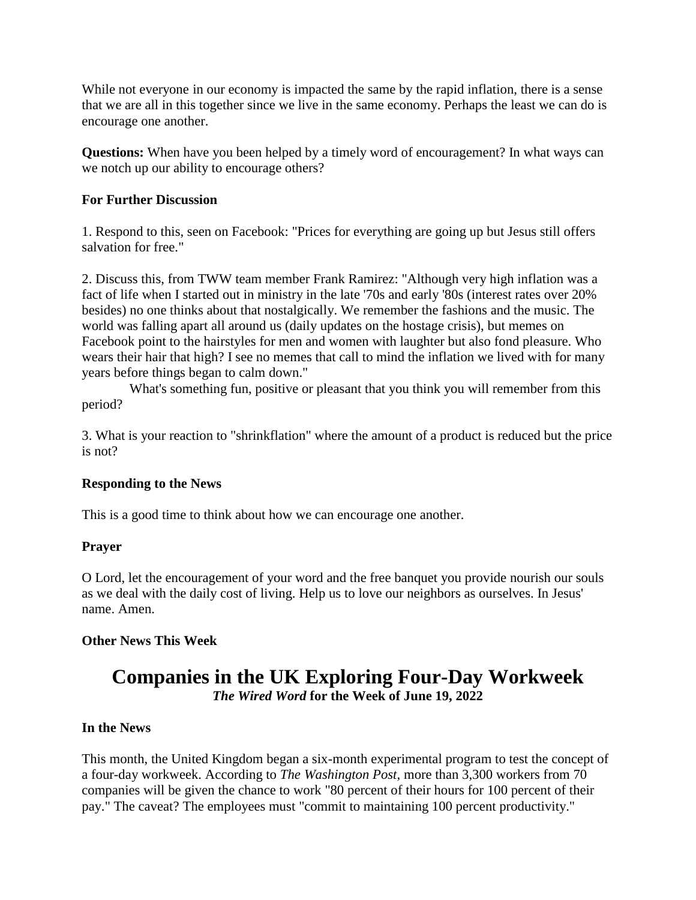While not everyone in our economy is impacted the same by the rapid inflation, there is a sense that we are all in this together since we live in the same economy. Perhaps the least we can do is encourage one another.

**Questions:** When have you been helped by a timely word of encouragement? In what ways can we notch up our ability to encourage others?

**For Further Discussion**

1. Respond to this, seen on Facebook: "Prices for everything are going up but Jesus still offers salvation for free."

2. Discuss this, from TWW team member Frank Ramirez: "Although very high inflation was a fact of life when I started out in ministry in the late '70s and early '80s (interest rates over 20% besides) no one thinks about that nostalgically. We remember the fashions and the music. The world was falling apart all around us (daily updates on the hostage crisis), but memes on Facebook point to the hairstyles for men and women with laughter but also fond pleasure. Who wears their hair that high? I see no memes that call to mind the inflation we lived with for many years before things began to calm down."

What's something fun, positive or pleasant that you think you will remember from this period?

3. What is your reaction to "shrinkflation" where the amount of a product is reduced but the price is not?

**Responding to the News**

This is a good time to think about how we can encourage one another.

**Prayer**

O Lord, let the encouragement of your word and the free banquet you provide nourish our souls as we deal with the daily cost of living. Help us to love our neighbors as ourselves. In Jesus' name. Amen.

**Other News This Week**

# Companies in the UK Exploring Four-Day Workweek

***The Wired Word* for the Week of June 19, 2022**

**In the News**

This month, the United Kingdom began a six-month experimental program to test the concept of a four-day workweek. According to *The Washington Post*, more than 3,300 workers from 70 companies will be given the chance to work "80 percent of their hours for 100 percent of their pay." The caveat? The employees must "commit to maintaining 100 percent productivity."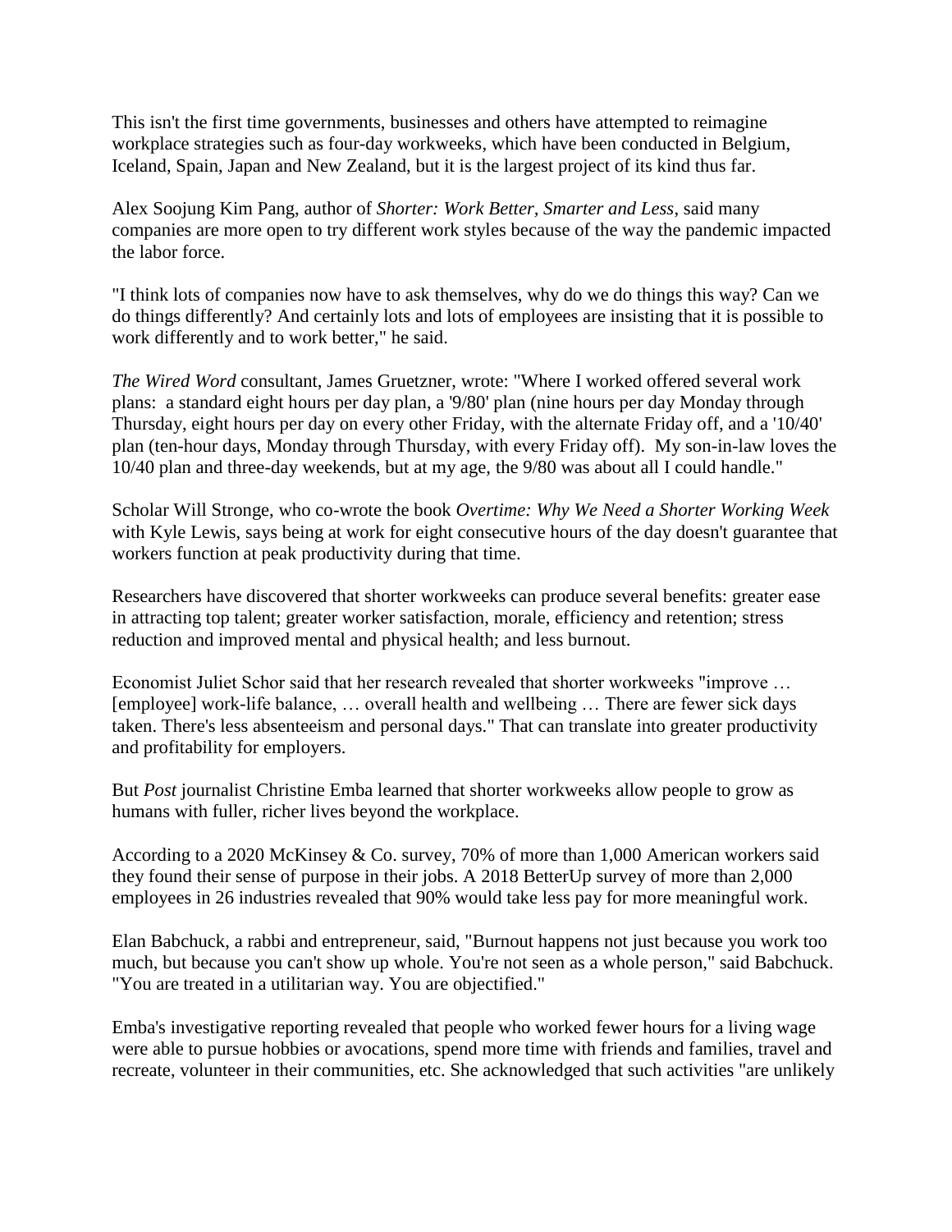This isn't the first time governments, businesses and others have attempted to reimagine workplace strategies such as four-day workweeks, which have been conducted in Belgium, Iceland, Spain, Japan and New Zealand, but it is the largest project of its kind thus far.

Alex Soojung Kim Pang, author of *Shorter: Work Better, Smarter and Less*, said many companies are more open to try different work styles because of the way the pandemic impacted the labor force.

"I think lots of companies now have to ask themselves, why do we do things this way? Can we do things differently? And certainly lots and lots of employees are insisting that it is possible to work differently and to work better," he said.

*The Wired Word* consultant, James Gruetzner, wrote: "Where I worked offered several work plans: a standard eight hours per day plan, a '9/80' plan (nine hours per day Monday through Thursday, eight hours per day on every other Friday, with the alternate Friday off, and a '10/40' plan (ten-hour days, Monday through Thursday, with every Friday off). My son-in-law loves the 10/40 plan and three-day weekends, but at my age, the 9/80 was about all I could handle."

Scholar Will Stronge, who co-wrote the book *Overtime: Why We Need a Shorter Working Week* with Kyle Lewis, says being at work for eight consecutive hours of the day doesn't guarantee that workers function at peak productivity during that time.

Researchers have discovered that shorter workweeks can produce several benefits: greater ease in attracting top talent; greater worker satisfaction, morale, efficiency and retention; stress reduction and improved mental and physical health; and less burnout.

Economist Juliet Schor said that her research revealed that shorter workweeks "improve … [employee] work-life balance, … overall health and wellbeing … There are fewer sick days taken. There's less absenteeism and personal days." That can translate into greater productivity and profitability for employers.

But *Post* journalist Christine Emba learned that shorter workweeks allow people to grow as humans with fuller, richer lives beyond the workplace.

According to a 2020 McKinsey & Co. survey, 70% of more than 1,000 American workers said they found their sense of purpose in their jobs. A 2018 BetterUp survey of more than 2,000 employees in 26 industries revealed that 90% would take less pay for more meaningful work.

Elan Babchuck, a rabbi and entrepreneur, said, "Burnout happens not just because you work too much, but because you can't show up whole. You're not seen as a whole person," said Babchuck. "You are treated in a utilitarian way. You are objectified."

Emba's investigative reporting revealed that people who worked fewer hours for a living wage were able to pursue hobbies or avocations, spend more time with friends and families, travel and recreate, volunteer in their communities, etc. She acknowledged that such activities "are unlikely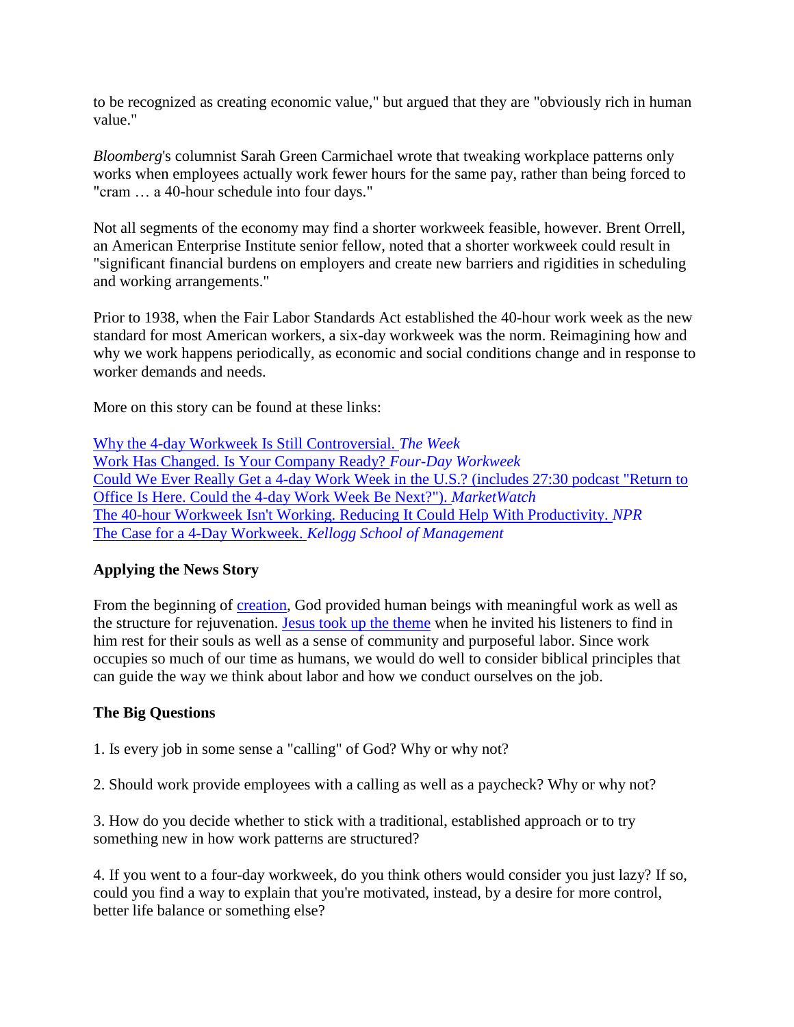to be recognized as creating economic value," but argued that they are "obviously rich in human value."

*Bloomberg*'s columnist Sarah Green Carmichael wrote that tweaking workplace patterns only works when employees actually work fewer hours for the same pay, rather than being forced to "cram … a 40-hour schedule into four days."

Not all segments of the economy may find a shorter workweek feasible, however. Brent Orrell, an American Enterprise Institute senior fellow, noted that a shorter workweek could result in "significant financial burdens on employers and create new barriers and rigidities in scheduling and working arrangements."

Prior to 1938, when the Fair Labor Standards Act established the 40-hour work week as the new standard for most American workers, a six-day workweek was the norm. Reimagining how and why we work happens periodically, as economic and social conditions change and in response to worker demands and needs.

More on this story can be found at these links:

Why the 4-day Workweek Is Still Controversial. *The Week*
Work Has Changed. Is Your Company Ready? *Four-Day Workweek*
Could We Ever Really Get a 4-day Work Week in the U.S.? (includes 27:30 podcast "Return to Office Is Here. Could the 4-day Work Week Be Next?"). *MarketWatch*
The 40-hour Workweek Isn't Working. Reducing It Could Help With Productivity. *NPR*
The Case for a 4-Day Workweek. *Kellogg School of Management*

**Applying the News Story**

From the beginning of creation, God provided human beings with meaningful work as well as the structure for rejuvenation. Jesus took up the theme when he invited his listeners to find in him rest for their souls as well as a sense of community and purposeful labor. Since work occupies so much of our time as humans, we would do well to consider biblical principles that can guide the way we think about labor and how we conduct ourselves on the job.

**The Big Questions**

1. Is every job in some sense a "calling" of God? Why or why not?

2. Should work provide employees with a calling as well as a paycheck? Why or why not?

3. How do you decide whether to stick with a traditional, established approach or to try something new in how work patterns are structured?

4. If you went to a four-day workweek, do you think others would consider you just lazy? If so, could you find a way to explain that you're motivated, instead, by a desire for more control, better life balance or something else?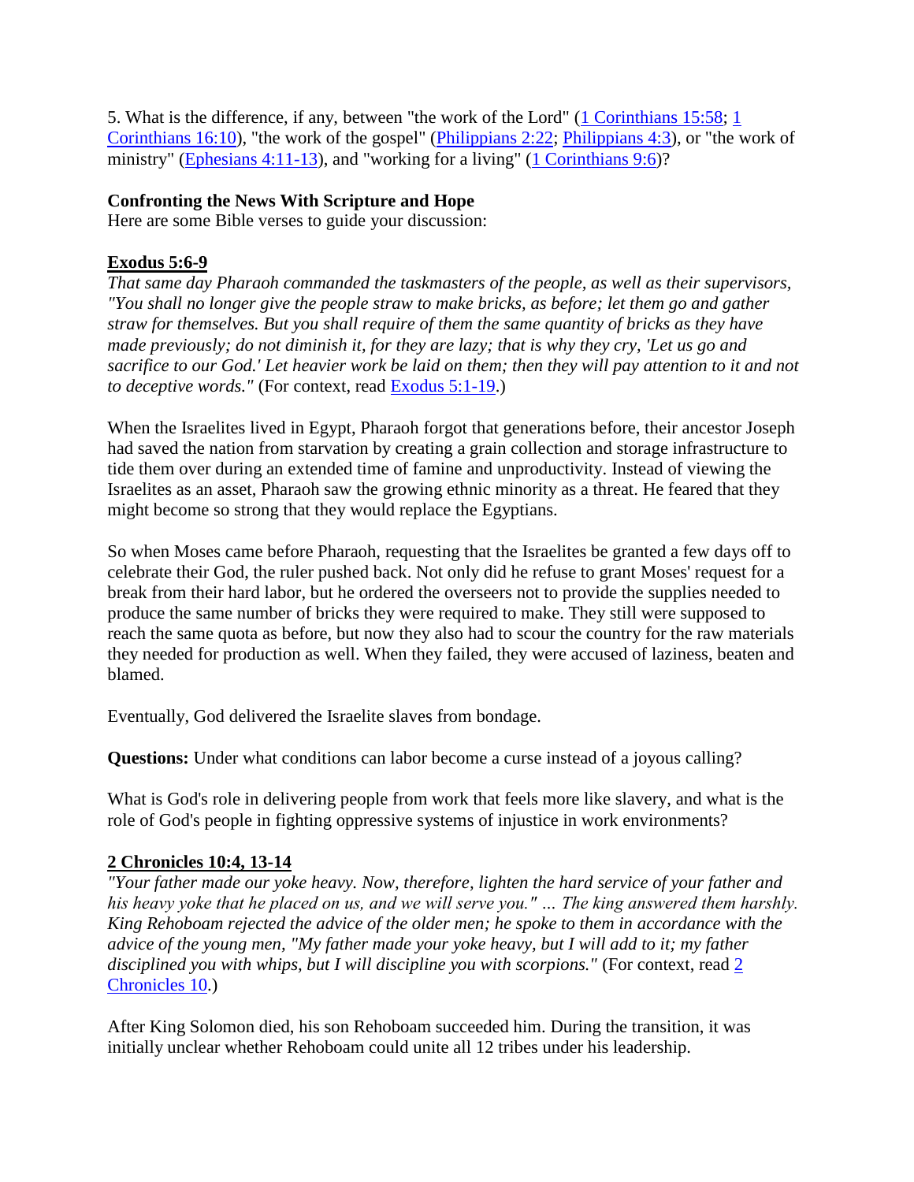5. What is the difference, if any, between "the work of the Lord" (1 Corinthians 15:58; 1 Corinthians 16:10), "the work of the gospel" (Philippians 2:22; Philippians 4:3), or "the work of ministry" (Ephesians 4:11-13), and "working for a living" (1 Corinthians 9:6)?

**Confronting the News With Scripture and Hope**
Here are some Bible verses to guide your discussion:

**Exodus 5:6-9**
*That same day Pharaoh commanded the taskmasters of the people, as well as their supervisors, "You shall no longer give the people straw to make bricks, as before; let them go and gather straw for themselves. But you shall require of them the same quantity of bricks as they have made previously; do not diminish it, for they are lazy; that is why they cry, 'Let us go and sacrifice to our God.' Let heavier work be laid on them; then they will pay attention to it and not to deceptive words."* (For context, read Exodus 5:1-19.)

When the Israelites lived in Egypt, Pharaoh forgot that generations before, their ancestor Joseph had saved the nation from starvation by creating a grain collection and storage infrastructure to tide them over during an extended time of famine and unproductivity. Instead of viewing the Israelites as an asset, Pharaoh saw the growing ethnic minority as a threat. He feared that they might become so strong that they would replace the Egyptians.

So when Moses came before Pharaoh, requesting that the Israelites be granted a few days off to celebrate their God, the ruler pushed back. Not only did he refuse to grant Moses' request for a break from their hard labor, but he ordered the overseers not to provide the supplies needed to produce the same number of bricks they were required to make. They still were supposed to reach the same quota as before, but now they also had to scour the country for the raw materials they needed for production as well. When they failed, they were accused of laziness, beaten and blamed.

Eventually, God delivered the Israelite slaves from bondage.

**Questions:** Under what conditions can labor become a curse instead of a joyous calling?

What is God's role in delivering people from work that feels more like slavery, and what is the role of God's people in fighting oppressive systems of injustice in work environments?

**2 Chronicles 10:4, 13-14**
*"Your father made our yoke heavy. Now, therefore, lighten the hard service of your father and his heavy yoke that he placed on us, and we will serve you." … The king answered them harshly. King Rehoboam rejected the advice of the older men; he spoke to them in accordance with the advice of the young men, "My father made your yoke heavy, but I will add to it; my father disciplined you with whips, but I will discipline you with scorpions."* (For context, read 2 Chronicles 10.)

After King Solomon died, his son Rehoboam succeeded him. During the transition, it was initially unclear whether Rehoboam could unite all 12 tribes under his leadership.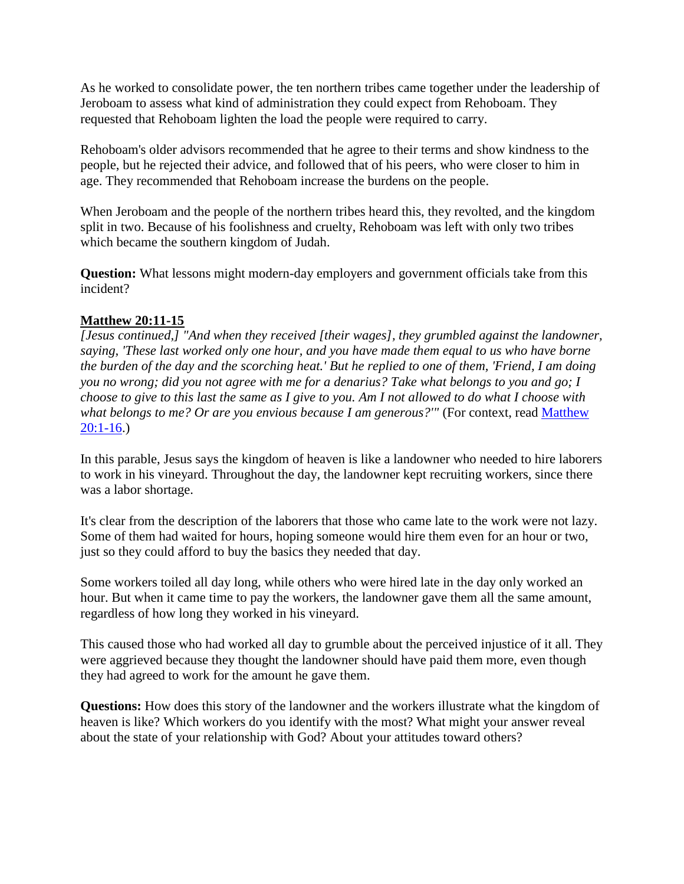As he worked to consolidate power, the ten northern tribes came together under the leadership of Jeroboam to assess what kind of administration they could expect from Rehoboam. They requested that Rehoboam lighten the load the people were required to carry.

Rehoboam's older advisors recommended that he agree to their terms and show kindness to the people, but he rejected their advice, and followed that of his peers, who were closer to him in age. They recommended that Rehoboam increase the burdens on the people.

When Jeroboam and the people of the northern tribes heard this, they revolted, and the kingdom split in two. Because of his foolishness and cruelty, Rehoboam was left with only two tribes which became the southern kingdom of Judah.

**Question:** What lessons might modern-day employers and government officials take from this incident?

**Matthew 20:11-15**

*[Jesus continued,] "And when they received [their wages], they grumbled against the landowner, saying, 'These last worked only one hour, and you have made them equal to us who have borne the burden of the day and the scorching heat.' But he replied to one of them, 'Friend, I am doing you no wrong; did you not agree with me for a denarius? Take what belongs to you and go; I choose to give to this last the same as I give to you. Am I not allowed to do what I choose with what belongs to me? Or are you envious because I am generous?'"* (For context, read Matthew 20:1-16.)

In this parable, Jesus says the kingdom of heaven is like a landowner who needed to hire laborers to work in his vineyard. Throughout the day, the landowner kept recruiting workers, since there was a labor shortage.

It's clear from the description of the laborers that those who came late to the work were not lazy. Some of them had waited for hours, hoping someone would hire them even for an hour or two, just so they could afford to buy the basics they needed that day.

Some workers toiled all day long, while others who were hired late in the day only worked an hour. But when it came time to pay the workers, the landowner gave them all the same amount, regardless of how long they worked in his vineyard.

This caused those who had worked all day to grumble about the perceived injustice of it all. They were aggrieved because they thought the landowner should have paid them more, even though they had agreed to work for the amount he gave them.

**Questions:** How does this story of the landowner and the workers illustrate what the kingdom of heaven is like? Which workers do you identify with the most? What might your answer reveal about the state of your relationship with God? About your attitudes toward others?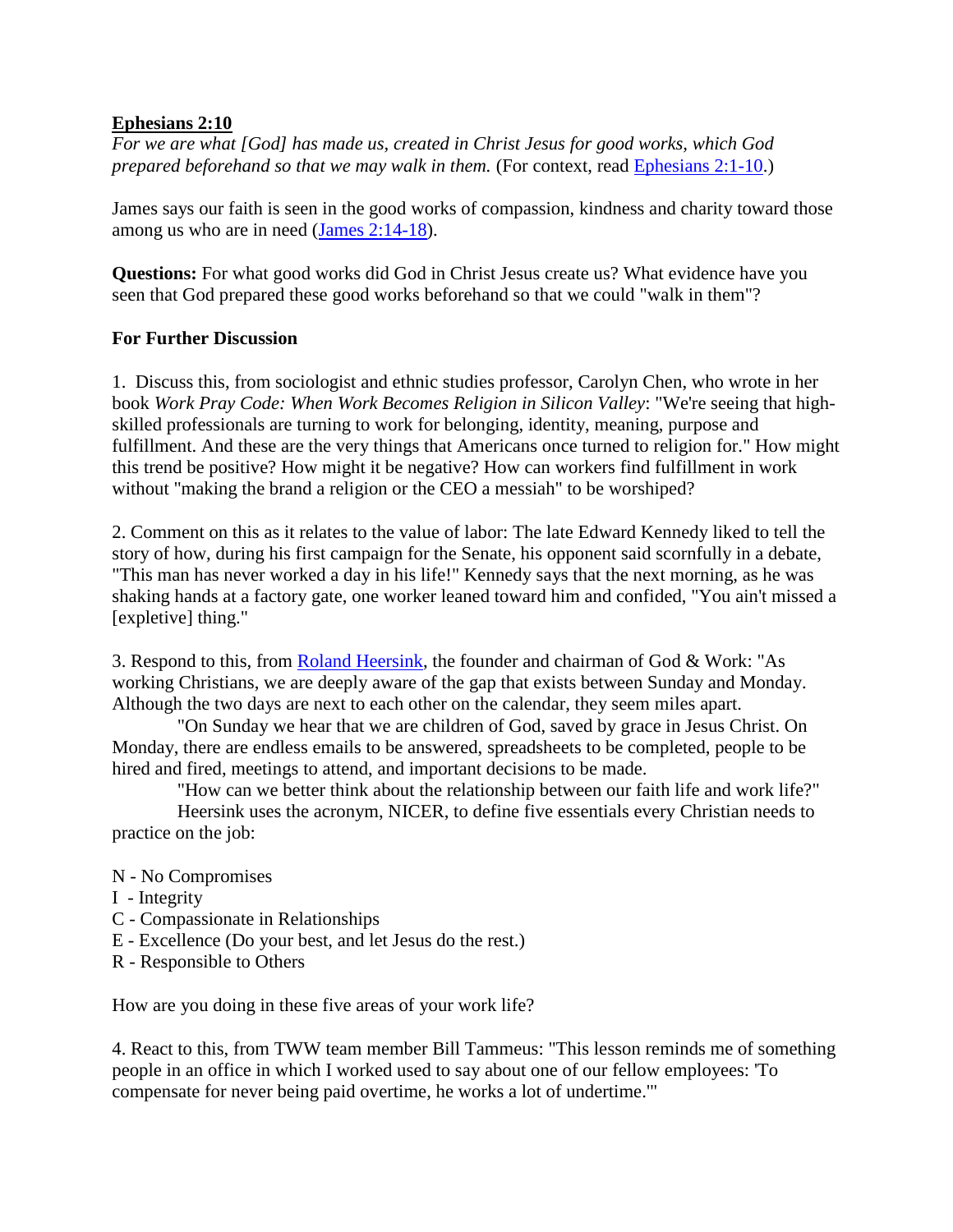**Ephesians 2:10**

*For we are what [God] has made us, created in Christ Jesus for good works, which God prepared beforehand so that we may walk in them.* (For context, read Ephesians 2:1-10.)

James says our faith is seen in the good works of compassion, kindness and charity toward those among us who are in need (James 2:14-18).

**Questions:** For what good works did God in Christ Jesus create us? What evidence have you seen that God prepared these good works beforehand so that we could "walk in them"?

**For Further Discussion**

1. Discuss this, from sociologist and ethnic studies professor, Carolyn Chen, who wrote in her book *Work Pray Code: When Work Becomes Religion in Silicon Valley*: "We're seeing that high-skilled professionals are turning to work for belonging, identity, meaning, purpose and fulfillment. And these are the very things that Americans once turned to religion for." How might this trend be positive? How might it be negative? How can workers find fulfillment in work without "making the brand a religion or the CEO a messiah" to be worshiped?

2. Comment on this as it relates to the value of labor: The late Edward Kennedy liked to tell the story of how, during his first campaign for the Senate, his opponent said scornfully in a debate, "This man has never worked a day in his life!" Kennedy says that the next morning, as he was shaking hands at a factory gate, one worker leaned toward him and confided, "You ain't missed a [expletive] thing."

3. Respond to this, from Roland Heersink, the founder and chairman of God & Work: "As working Christians, we are deeply aware of the gap that exists between Sunday and Monday. Although the two days are next to each other on the calendar, they seem miles apart.

"On Sunday we hear that we are children of God, saved by grace in Jesus Christ. On Monday, there are endless emails to be answered, spreadsheets to be completed, people to be hired and fired, meetings to attend, and important decisions to be made.

"How can we better think about the relationship between our faith life and work life?"

Heersink uses the acronym, NICER, to define five essentials every Christian needs to practice on the job:

N - No Compromises
I - Integrity
C - Compassionate in Relationships
E - Excellence (Do your best, and let Jesus do the rest.)
R - Responsible to Others

How are you doing in these five areas of your work life?

4. React to this, from TWW team member Bill Tammeus: "This lesson reminds me of something people in an office in which I worked used to say about one of our fellow employees: 'To compensate for never being paid overtime, he works a lot of undertime.'"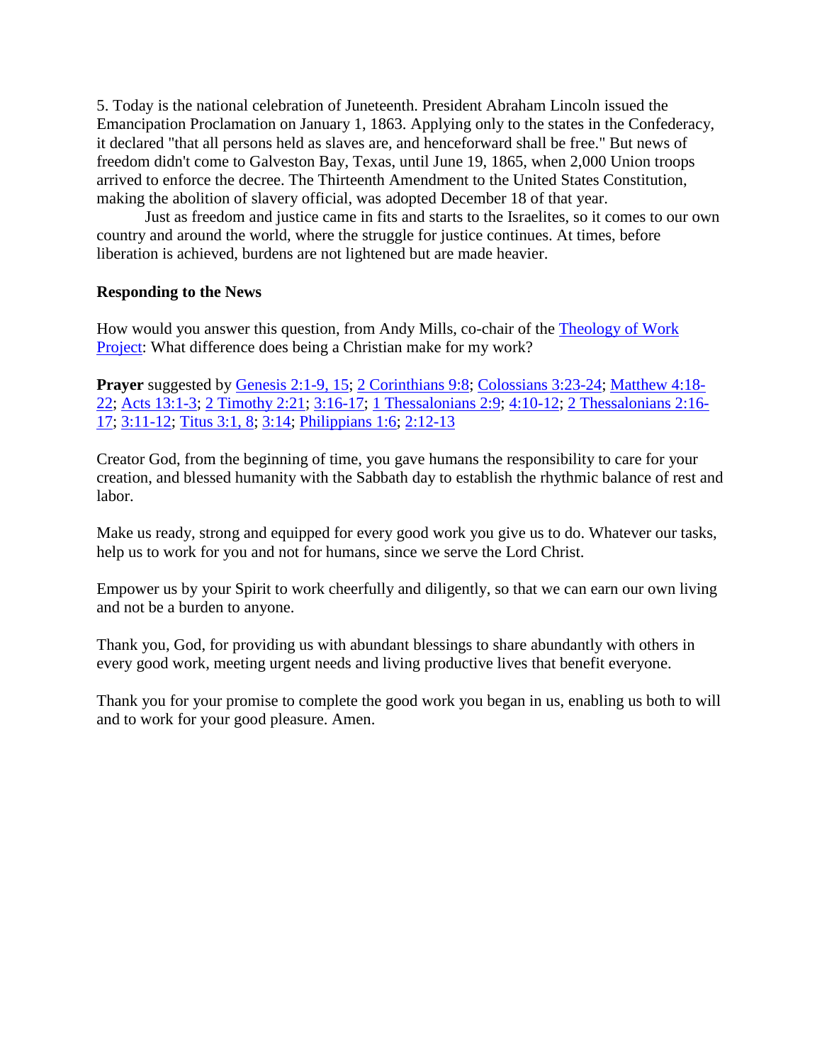5. Today is the national celebration of Juneteenth. President Abraham Lincoln issued the Emancipation Proclamation on January 1, 1863. Applying only to the states in the Confederacy, it declared "that all persons held as slaves are, and henceforward shall be free." But news of freedom didn't come to Galveston Bay, Texas, until June 19, 1865, when 2,000 Union troops arrived to enforce the decree. The Thirteenth Amendment to the United States Constitution, making the abolition of slavery official, was adopted December 18 of that year.

Just as freedom and justice came in fits and starts to the Israelites, so it comes to our own country and around the world, where the struggle for justice continues. At times, before liberation is achieved, burdens are not lightened but are made heavier.

**Responding to the News**

How would you answer this question, from Andy Mills, co-chair of the Theology of Work Project: What difference does being a Christian make for my work?

**Prayer** suggested by Genesis 2:1-9, 15; 2 Corinthians 9:8; Colossians 3:23-24; Matthew 4:18-22; Acts 13:1-3; 2 Timothy 2:21; 3:16-17; 1 Thessalonians 2:9; 4:10-12; 2 Thessalonians 2:16-17; 3:11-12; Titus 3:1, 8; 3:14; Philippians 1:6; 2:12-13

Creator God, from the beginning of time, you gave humans the responsibility to care for your creation, and blessed humanity with the Sabbath day to establish the rhythmic balance of rest and labor.

Make us ready, strong and equipped for every good work you give us to do. Whatever our tasks, help us to work for you and not for humans, since we serve the Lord Christ.

Empower us by your Spirit to work cheerfully and diligently, so that we can earn our own living and not be a burden to anyone.

Thank you, God, for providing us with abundant blessings to share abundantly with others in every good work, meeting urgent needs and living productive lives that benefit everyone.

Thank you for your promise to complete the good work you began in us, enabling us both to will and to work for your good pleasure. Amen.